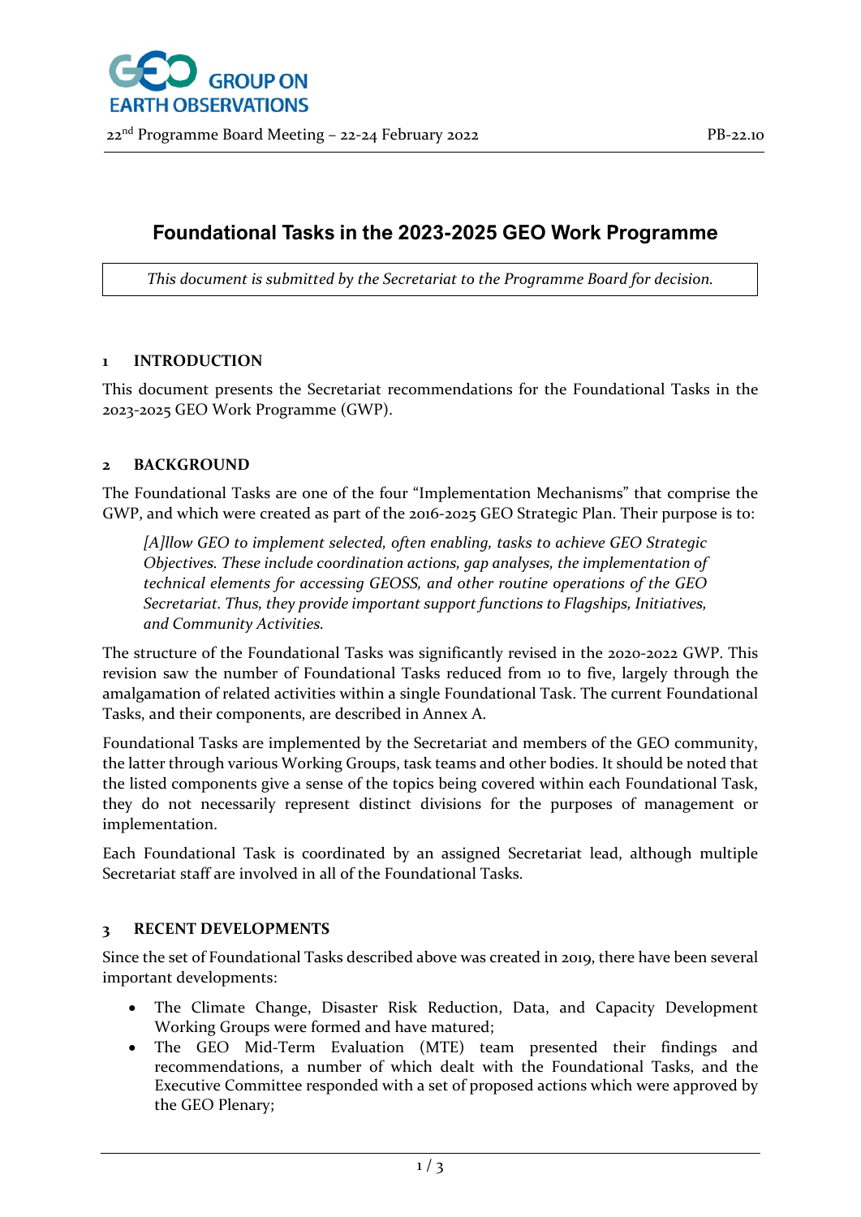GROUP ON EARTH OBSERVATIONS

22nd Programme Board Meeting – 22-24 February 2022 PB-22.10

# Foundational Tasks in the 2023-2025 GEO Work Programme

*This document is submitted by the Secretariat to the Programme Board for decision.*

## 1 INTRODUCTION

This document presents the Secretariat recommendations for the Foundational Tasks in the 2023-2025 GEO Work Programme (GWP).

## 2 BACKGROUND

The Foundational Tasks are one of the four "Implementation Mechanisms" that comprise the GWP, and which were created as part of the 2016-2025 GEO Strategic Plan. Their purpose is to:

> *[A]llow GEO to implement selected, often enabling, tasks to achieve GEO Strategic Objectives. These include coordination actions, gap analyses, the implementation of technical elements for accessing GEOSS, and other routine operations of the GEO Secretariat. Thus, they provide important support functions to Flagships, Initiatives, and Community Activities.*

The structure of the Foundational Tasks was significantly revised in the 2020-2022 GWP. This revision saw the number of Foundational Tasks reduced from 10 to five, largely through the amalgamation of related activities within a single Foundational Task. The current Foundational Tasks, and their components, are described in Annex A.

Foundational Tasks are implemented by the Secretariat and members of the GEO community, the latter through various Working Groups, task teams and other bodies. It should be noted that the listed components give a sense of the topics being covered within each Foundational Task, they do not necessarily represent distinct divisions for the purposes of management or implementation.

Each Foundational Task is coordinated by an assigned Secretariat lead, although multiple Secretariat staff are involved in all of the Foundational Tasks.

## 3 RECENT DEVELOPMENTS

Since the set of Foundational Tasks described above was created in 2019, there have been several important developments:

- The Climate Change, Disaster Risk Reduction, Data, and Capacity Development Working Groups were formed and have matured;
- The GEO Mid-Term Evaluation (MTE) team presented their findings and recommendations, a number of which dealt with the Foundational Tasks, and the Executive Committee responded with a set of proposed actions which were approved by the GEO Plenary;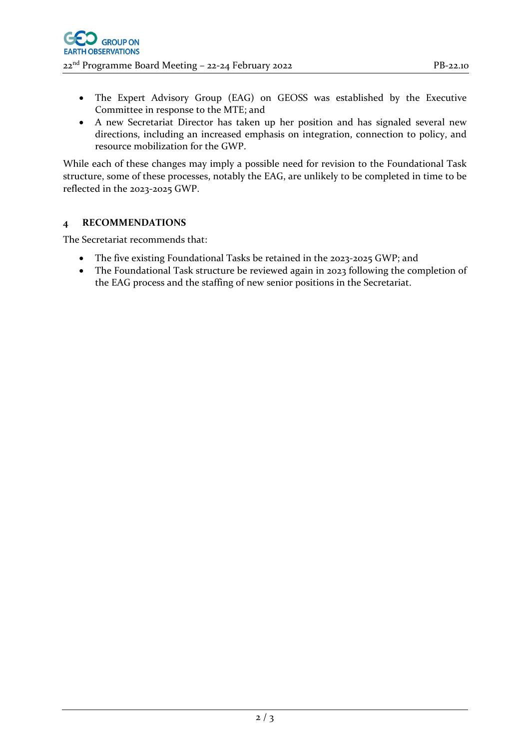- The Expert Advisory Group (EAG) on GEOSS was established by the Executive Committee in response to the MTE; and
- A new Secretariat Director has taken up her position and has signaled several new directions, including an increased emphasis on integration, connection to policy, and resource mobilization for the GWP.

While each of these changes may imply a possible need for revision to the Foundational Task structure, some of these processes, notably the EAG, are unlikely to be completed in time to be reflected in the 2023-2025 GWP.

## 4 RECOMMENDATIONS

The Secretariat recommends that:

- The five existing Foundational Tasks be retained in the 2023-2025 GWP; and
- The Foundational Task structure be reviewed again in 2023 following the completion of the EAG process and the staffing of new senior positions in the Secretariat.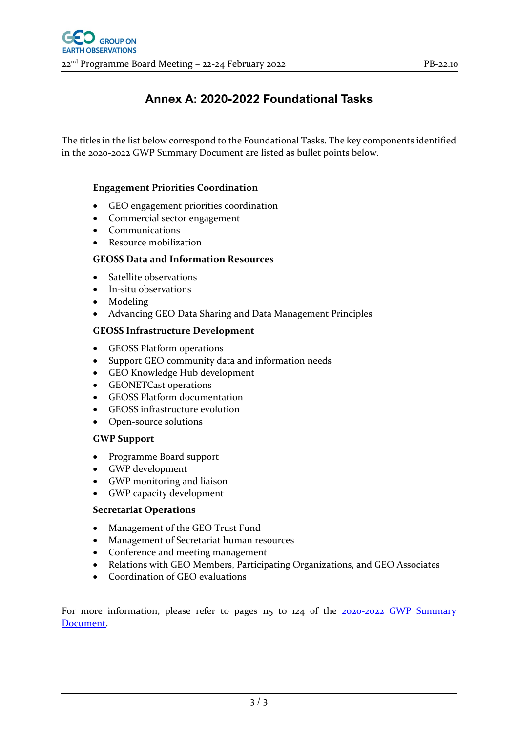# Annex A: 2020-2022 Foundational Tasks

The titles in the list below correspond to the Foundational Tasks. The key components identified in the 2020-2022 GWP Summary Document are listed as bullet points below.

**Engagement Priorities Coordination**

- GEO engagement priorities coordination
- Commercial sector engagement
- Communications
- Resource mobilization

**GEOSS Data and Information Resources**

- Satellite observations
- In-situ observations
- Modeling
- Advancing GEO Data Sharing and Data Management Principles

**GEOSS Infrastructure Development**

- GEOSS Platform operations
- Support GEO community data and information needs
- GEO Knowledge Hub development
- GEONETCast operations
- GEOSS Platform documentation
- GEOSS infrastructure evolution
- Open-source solutions

**GWP Support**

- Programme Board support
- GWP development
- GWP monitoring and liaison
- GWP capacity development

**Secretariat Operations**

- Management of the GEO Trust Fund
- Management of Secretariat human resources
- Conference and meeting management
- Relations with GEO Members, Participating Organizations, and GEO Associates
- Coordination of GEO evaluations

For more information, please refer to pages 115 to 124 of the [2020-2022 GWP Summary Document](#).